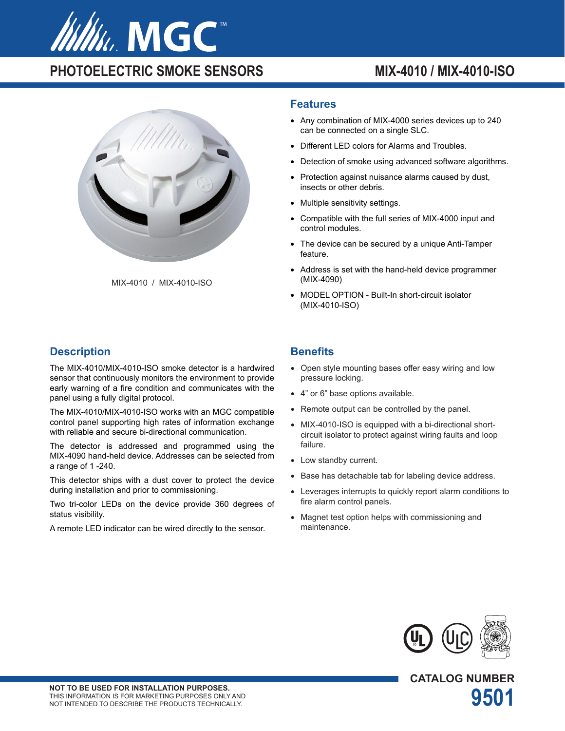# MGC

## PHOTOELECTRIC SMOKE SENSORS

## MIX-4010 / MIX-4010-ISO

MIX-4010 / MIX-4010-ISO

### Features

- Any combination of MIX-4000 series devices up to 240 can be connected on a single SLC.
- Different LED colors for Alarms and Troubles.
- Detection of smoke using advanced software algorithms.
- Protection against nuisance alarms caused by dust, insects or other debris.
- Multiple sensitivity settings.
- Compatible with the full series of MIX-4000 input and control modules.
- The device can be secured by a unique Anti-Tamper feature.
- Address is set with the hand-held device programmer (MIX-4090)
- MODEL OPTION - Built-In short-circuit isolator (MIX-4010-ISO)

### Description

The MIX-4010/MIX-4010-ISO smoke detector is a hardwired sensor that continuously monitors the environment to provide early warning of a fire condition and communicates with the panel using a fully digital protocol.

The MIX-4010/MIX-4010-ISO works with an MGC compatible control panel supporting high rates of information exchange with reliable and secure bi-directional communication.

The detector is addressed and programmed using the MIX-4090 hand-held device. Addresses can be selected from a range of 1 -240.

This detector ships with a dust cover to protect the device during installation and prior to commissioning.

Two tri-color LEDs on the device provide 360 degrees of status visibility.

A remote LED indicator can be wired directly to the sensor.

### Benefits

- Open style mounting bases offer easy wiring and low pressure locking.
- 4” or 6” base options available.
- Remote output can be controlled by the panel.
- MIX-4010-ISO is equipped with a bi-directional short-circuit isolator to protect against wiring faults and loop failure.
- Low standby current.
- Base has detachable tab for labeling device address.
- Leverages interrupts to quickly report alarm conditions to fire alarm control panels.
- Magnet test option helps with commissioning and maintenance.

**NOT TO BE USED FOR INSTALLATION PURPOSES.**
THIS INFORMATION IS FOR MARKETING PURPOSES ONLY AND NOT INTENDED TO DESCRIBE THE PRODUCTS TECHNICALLY.

**CATALOG NUMBER**
**9501**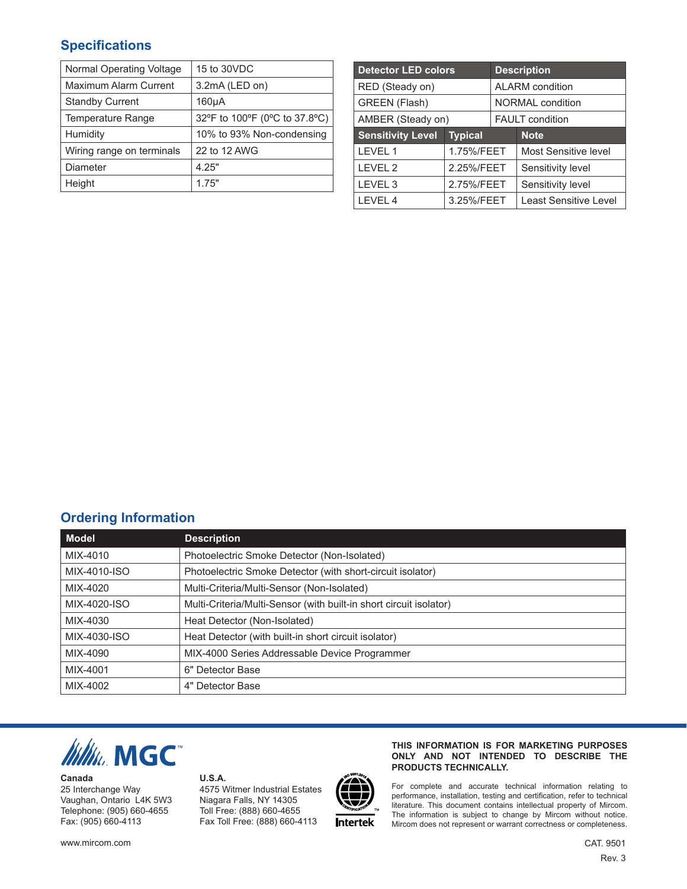## Specifications

| | |
|---|---|
| Normal Operating Voltage | 15 to 30VDC |
| Maximum Alarm Current | 3.2mA (LED on) |
| Standby Current | 160μA |
| Temperature Range | 32ºF to 100ºF (0ºC to 37.8ºC) |
| Humidity | 10% to 93% Non-condensing |
| Wiring range on terminals | 22 to 12 AWG |
| Diameter | 4.25" |
| Height | 1.75" |

| Detector LED colors | Description |
|---|---|
| RED (Steady on) | ALARM condition |
| GREEN (Flash) | NORMAL condition |
| AMBER (Steady on) | FAULT condition |

| Sensitivity Level | Typical | Note |
|---|---|---|
| LEVEL 1 | 1.75%/FEET | Most Sensitive level |
| LEVEL 2 | 2.25%/FEET | Sensitivity level |
| LEVEL 3 | 2.75%/FEET | Sensitivity level |
| LEVEL 4 | 3.25%/FEET | Least Sensitive Level |

## Ordering Information

| Model | Description |
|---|---|
| MIX-4010 | Photoelectric Smoke Detector (Non-Isolated) |
| MIX-4010-ISO | Photoelectric Smoke Detector (with short-circuit isolator) |
| MIX-4020 | Multi-Criteria/Multi-Sensor (Non-Isolated) |
| MIX-4020-ISO | Multi-Criteria/Multi-Sensor (with built-in short circuit isolator) |
| MIX-4030 | Heat Detector (Non-Isolated) |
| MIX-4030-ISO | Heat Detector (with built-in short circuit isolator) |
| MIX-4090 | MIX-4000 Series Addressable Device Programmer |
| MIX-4001 | 6" Detector Base |
| MIX-4002 | 4" Detector Base |

MGC™

**Canada**
25 Interchange Way
Vaughan, Ontario L4K 5W3
Telephone: (905) 660-4655
Fax: (905) 660-4113

**U.S.A.**
4575 Witmer Industrial Estates
Niagara Falls, NY 14305
Toll Free: (888) 660-4655
Fax Toll Free: (888) 660-4113

Intertek

**THIS INFORMATION IS FOR MARKETING PURPOSES ONLY AND NOT INTENDED TO DESCRIBE THE PRODUCTS TECHNICALLY.**

For complete and accurate technical information relating to performance, installation, testing and certification, refer to technical literature. This document contains intellectual property of Mircom. The information is subject to change by Mircom without notice. Mircom does not represent or warrant correctness or completeness.

www.mircom.com

CAT. 9501

Rev. 3